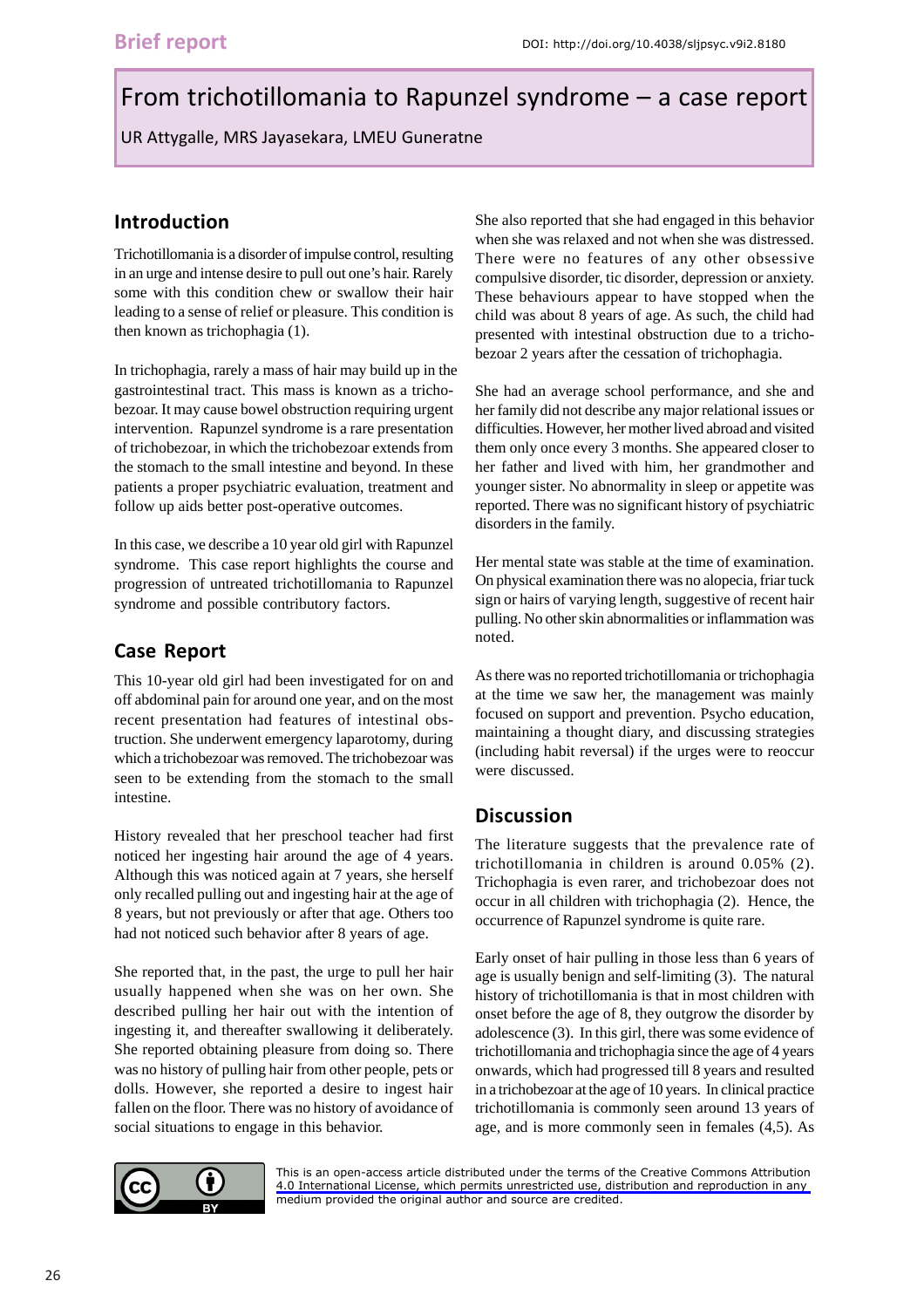Brief report

DOI: http://doi.org/10.4038/sljpsyc.v9i2.8180

# From trichotillomania to Rapunzel syndrome – a case report

UR Attygalle, MRS Jayasekara, LMEU Guneratne

## Introduction

Trichotillomania is a disorder of impulse control, resulting in an urge and intense desire to pull out one's hair. Rarely some with this condition chew or swallow their hair leading to a sense of relief or pleasure. This condition is then known as trichophagia (1).

In trichophagia, rarely a mass of hair may build up in the gastrointestinal tract. This mass is known as a trichobezoar. It may cause bowel obstruction requiring urgent intervention. Rapunzel syndrome is a rare presentation of trichobezoar, in which the trichobezoar extends from the stomach to the small intestine and beyond. In these patients a proper psychiatric evaluation, treatment and follow up aids better post-operative outcomes.

In this case, we describe a 10 year old girl with Rapunzel syndrome. This case report highlights the course and progression of untreated trichotillomania to Rapunzel syndrome and possible contributory factors.

## Case Report

This 10-year old girl had been investigated for on and off abdominal pain for around one year, and on the most recent presentation had features of intestinal obstruction. She underwent emergency laparotomy, during which a trichobezoar was removed. The trichobezoar was seen to be extending from the stomach to the small intestine.

History revealed that her preschool teacher had first noticed her ingesting hair around the age of 4 years. Although this was noticed again at 7 years, she herself only recalled pulling out and ingesting hair at the age of 8 years, but not previously or after that age. Others too had not noticed such behavior after 8 years of age.

She reported that, in the past, the urge to pull her hair usually happened when she was on her own. She described pulling her hair out with the intention of ingesting it, and thereafter swallowing it deliberately. She reported obtaining pleasure from doing so. There was no history of pulling hair from other people, pets or dolls. However, she reported a desire to ingest hair fallen on the floor. There was no history of avoidance of social situations to engage in this behavior.

She also reported that she had engaged in this behavior when she was relaxed and not when she was distressed. There were no features of any other obsessive compulsive disorder, tic disorder, depression or anxiety. These behaviours appear to have stopped when the child was about 8 years of age. As such, the child had presented with intestinal obstruction due to a trichobezoar 2 years after the cessation of trichophagia.

She had an average school performance, and she and her family did not describe any major relational issues or difficulties. However, her mother lived abroad and visited them only once every 3 months. She appeared closer to her father and lived with him, her grandmother and younger sister. No abnormality in sleep or appetite was reported. There was no significant history of psychiatric disorders in the family.

Her mental state was stable at the time of examination. On physical examination there was no alopecia, friar tuck sign or hairs of varying length, suggestive of recent hair pulling. No other skin abnormalities or inflammation was noted.

As there was no reported trichotillomania or trichophagia at the time we saw her, the management was mainly focused on support and prevention. Psycho education, maintaining a thought diary, and discussing strategies (including habit reversal) if the urges were to reoccur were discussed.

## Discussion

The literature suggests that the prevalence rate of trichotillomania in children is around 0.05% (2). Trichophagia is even rarer, and trichobezoar does not occur in all children with trichophagia (2). Hence, the occurrence of Rapunzel syndrome is quite rare.

Early onset of hair pulling in those less than 6 years of age is usually benign and self-limiting (3). The natural history of trichotillomania is that in most children with onset before the age of 8, they outgrow the disorder by adolescence (3). In this girl, there was some evidence of trichotillomania and trichophagia since the age of 4 years onwards, which had progressed till 8 years and resulted in a trichobezoar at the age of 10 years. In clinical practice trichotillomania is commonly seen around 13 years of age, and is more commonly seen in females (4,5). As

This is an open-access article distributed under the terms of the Creative Commons Attribution 4.0 International License, which permits unrestricted use, distribution and reproduction in any medium provided the original author and source are credited.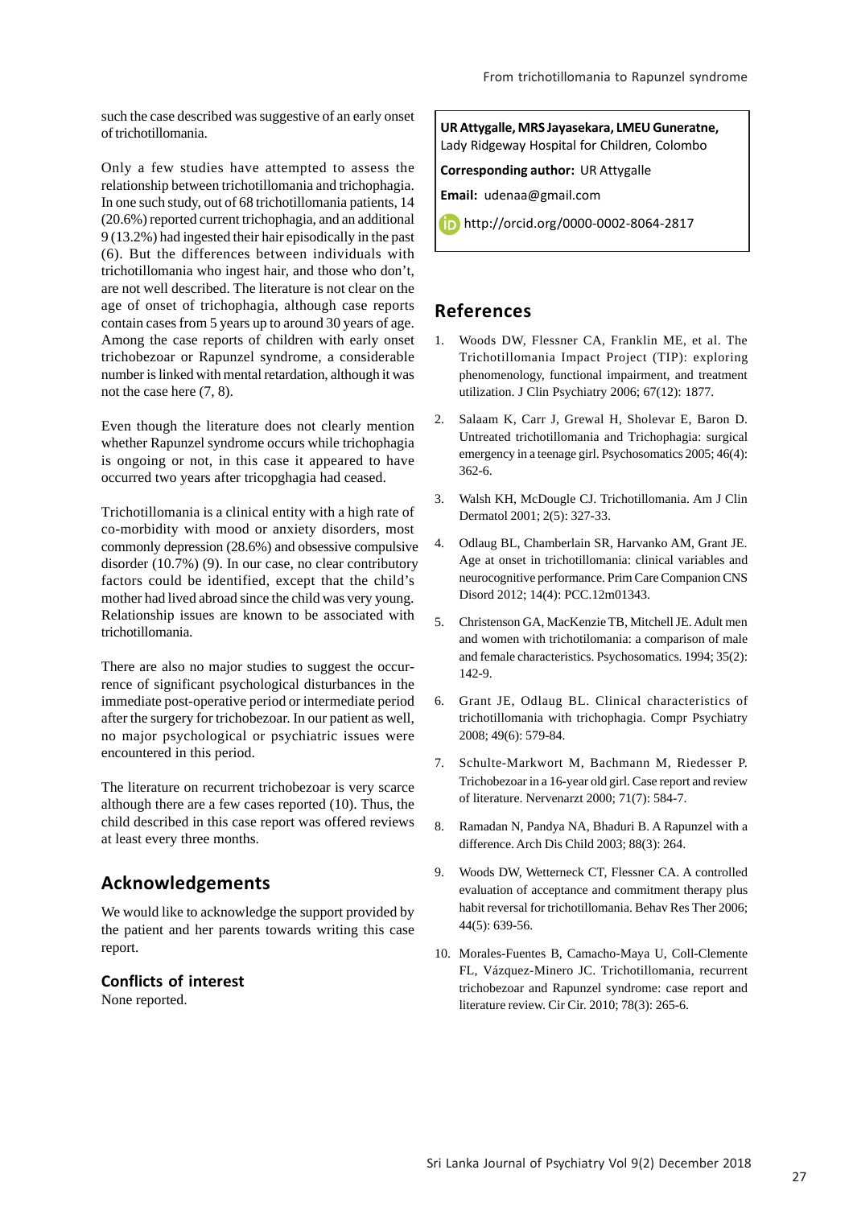such the case described was suggestive of an early onset of trichotillomania.

Only a few studies have attempted to assess the relationship between trichotillomania and trichophagia. In one such study, out of 68 trichotillomania patients, 14 (20.6%) reported current trichophagia, and an additional 9 (13.2%) had ingested their hair episodically in the past (6). But the differences between individuals with trichotillomania who ingest hair, and those who don't, are not well described. The literature is not clear on the age of onset of trichophagia, although case reports contain cases from 5 years up to around 30 years of age. Among the case reports of children with early onset trichobezoar or Rapunzel syndrome, a considerable number is linked with mental retardation, although it was not the case here (7, 8).

Even though the literature does not clearly mention whether Rapunzel syndrome occurs while trichophagia is ongoing or not, in this case it appeared to have occurred two years after tricopghagia had ceased.

Trichotillomania is a clinical entity with a high rate of co-morbidity with mood or anxiety disorders, most commonly depression (28.6%) and obsessive compulsive disorder (10.7%) (9). In our case, no clear contributory factors could be identified, except that the child's mother had lived abroad since the child was very young. Relationship issues are known to be associated with trichotillomania.

There are also no major studies to suggest the occurrence of significant psychological disturbances in the immediate post-operative period or intermediate period after the surgery for trichobezoar. In our patient as well, no major psychological or psychiatric issues were encountered in this period.

The literature on recurrent trichobezoar is very scarce although there are a few cases reported (10). Thus, the child described in this case report was offered reviews at least every three months.

## Acknowledgements

We would like to acknowledge the support provided by the patient and her parents towards writing this case report.

### Conflicts of interest

None reported.

**UR Attygalle, MRS Jayasekara, LMEU Guneratne,**
Lady Ridgeway Hospital for Children, Colombo

**Corresponding author:** UR Attygalle

**Email:** udenaa@gmail.com

http://orcid.org/0000-0002-8064-2817

## References

1. Woods DW, Flessner CA, Franklin ME, et al. The Trichotillomania Impact Project (TIP): exploring phenomenology, functional impairment, and treatment utilization. J Clin Psychiatry 2006; 67(12): 1877.
2. Salaam K, Carr J, Grewal H, Sholevar E, Baron D. Untreated trichotillomania and Trichophagia: surgical emergency in a teenage girl. Psychosomatics 2005; 46(4): 362-6.
3. Walsh KH, McDougle CJ. Trichotillomania. Am J Clin Dermatol 2001; 2(5): 327-33.
4. Odlaug BL, Chamberlain SR, Harvanko AM, Grant JE. Age at onset in trichotillomania: clinical variables and neurocognitive performance. Prim Care Companion CNS Disord 2012; 14(4): PCC.12m01343.
5. Christenson GA, MacKenzie TB, Mitchell JE. Adult men and women with trichotilomania: a comparison of male and female characteristics. Psychosomatics. 1994; 35(2): 142-9.
6. Grant JE, Odlaug BL. Clinical characteristics of trichotillomania with trichophagia. Compr Psychiatry 2008; 49(6): 579-84.
7. Schulte-Markwort M, Bachmann M, Riedesser P. Trichobezoar in a 16-year old girl. Case report and review of literature. Nervenarzt 2000; 71(7): 584-7.
8. Ramadan N, Pandya NA, Bhaduri B. A Rapunzel with a difference. Arch Dis Child 2003; 88(3): 264.
9. Woods DW, Wetterneck CT, Flessner CA. A controlled evaluation of acceptance and commitment therapy plus habit reversal for trichotillomania. Behav Res Ther 2006; 44(5): 639-56.
10. Morales-Fuentes B, Camacho-Maya U, Coll-Clemente FL, Vázquez-Minero JC. Trichotillomania, recurrent trichobezoar and Rapunzel syndrome: case report and literature review. Cir Cir. 2010; 78(3): 265-6.